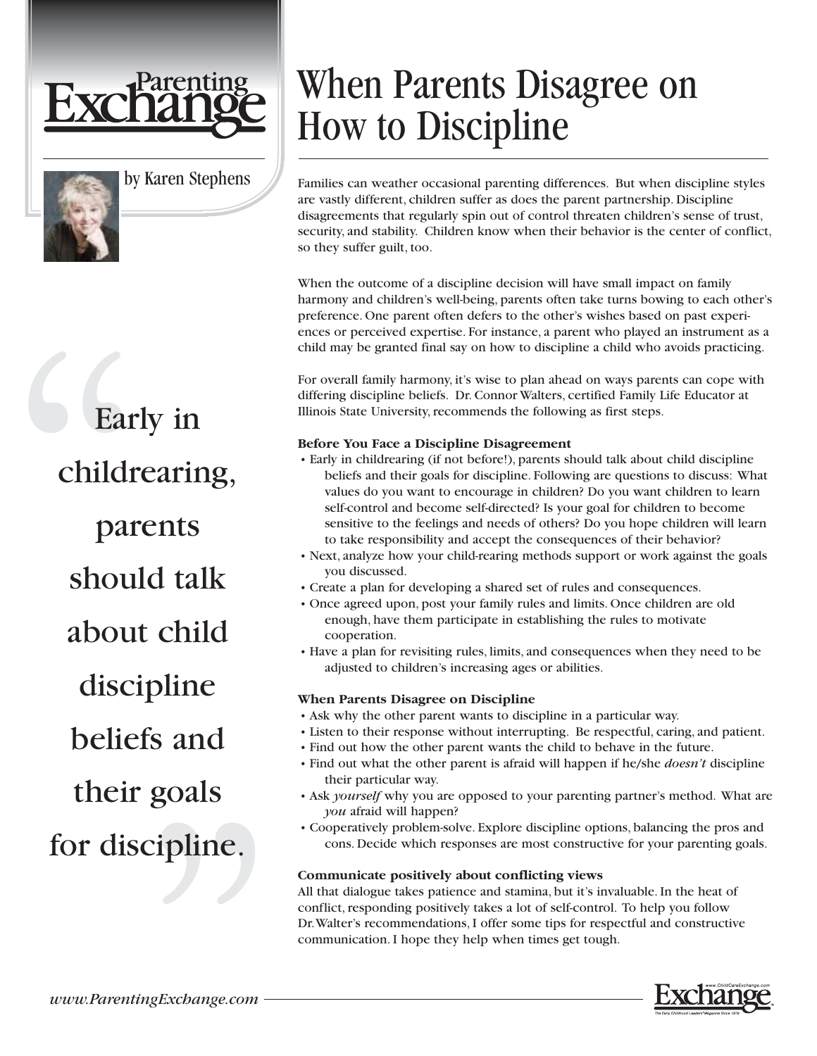Parenting Exchange

# When Parents Disagree on How to Discipline

by Karen Stephens

Families can weather occasional parenting differences. But when discipline styles are vastly different, children suffer as does the parent partnership. Discipline disagreements that regularly spin out of control threaten children's sense of trust, security, and stability. Children know when their behavior is the center of conflict, so they suffer guilt, too.

When the outcome of a discipline decision will have small impact on family harmony and children's well-being, parents often take turns bowing to each other's preference. One parent often defers to the other's wishes based on past experiences or perceived expertise. For instance, a parent who played an instrument as a child may be granted final say on how to discipline a child who avoids practicing.

> "Early in childrearing, parents should talk about child discipline beliefs and their goals for discipline."

For overall family harmony, it's wise to plan ahead on ways parents can cope with differing discipline beliefs. Dr. Connor Walters, certified Family Life Educator at Illinois State University, recommends the following as first steps.

**Before You Face a Discipline Disagreement**

- Early in childrearing (if not before!), parents should talk about child discipline beliefs and their goals for discipline. Following are questions to discuss: What values do you want to encourage in children? Do you want children to learn self-control and become self-directed? Is your goal for children to become sensitive to the feelings and needs of others? Do you hope children will learn to take responsibility and accept the consequences of their behavior?
- Next, analyze how your child-rearing methods support or work against the goals you discussed.
- Create a plan for developing a shared set of rules and consequences.
- Once agreed upon, post your family rules and limits. Once children are old enough, have them participate in establishing the rules to motivate cooperation.
- Have a plan for revisiting rules, limits, and consequences when they need to be adjusted to children's increasing ages or abilities.

**When Parents Disagree on Discipline**

- Ask why the other parent wants to discipline in a particular way.
- Listen to their response without interrupting. Be respectful, caring, and patient.
- Find out how the other parent wants the child to behave in the future.
- Find out what the other parent is afraid will happen if he/she *doesn't* discipline their particular way.
- Ask *yourself* why you are opposed to your parenting partner's method. What are *you* afraid will happen?
- Cooperatively problem-solve. Explore discipline options, balancing the pros and cons. Decide which responses are most constructive for your parenting goals.

**Communicate positively about conflicting views**

All that dialogue takes patience and stamina, but it's invaluable. In the heat of conflict, responding positively takes a lot of self-control. To help you follow Dr. Walter's recommendations, I offer some tips for respectful and constructive communication. I hope they help when times get tough.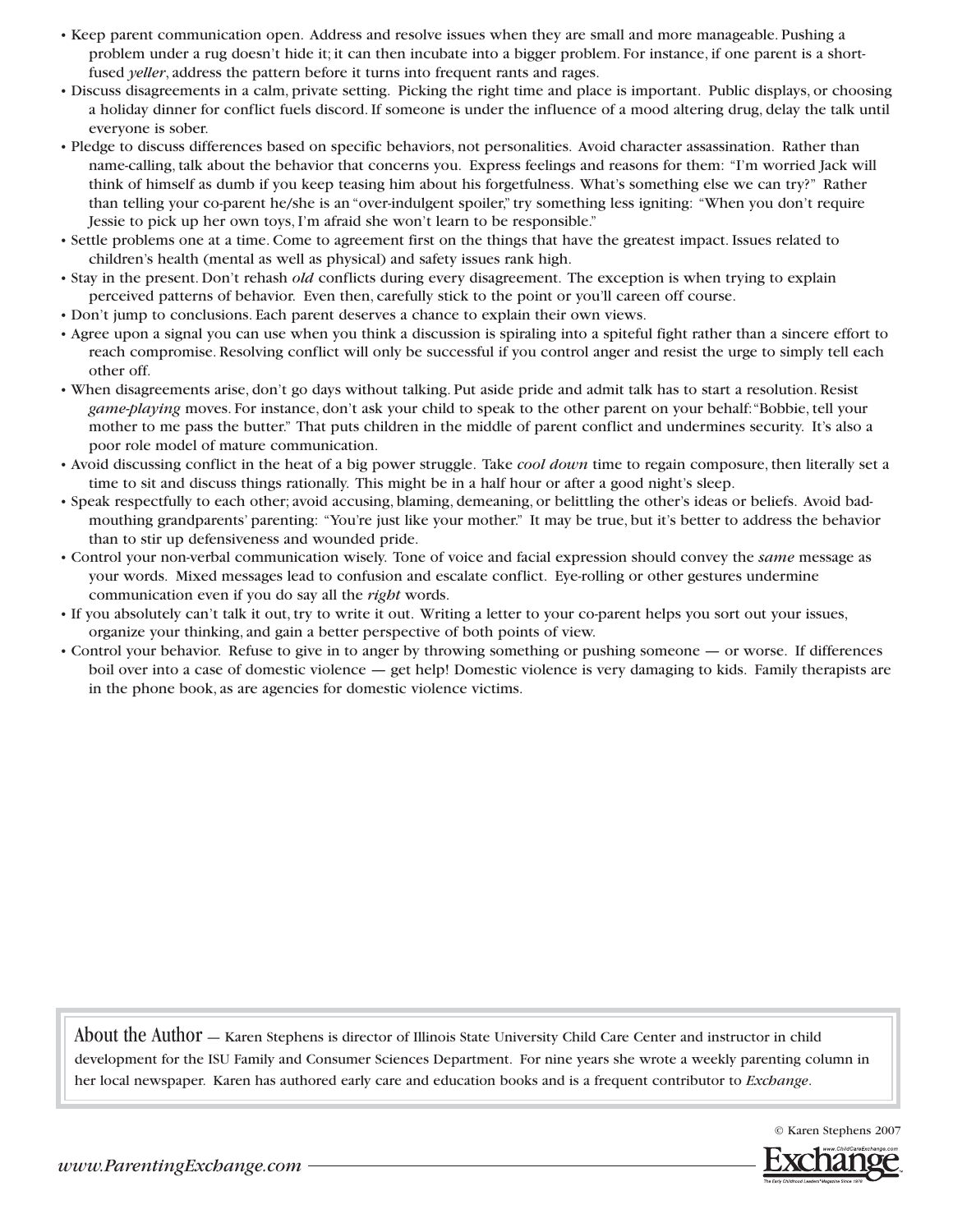- Keep parent communication open. Address and resolve issues when they are small and more manageable. Pushing a problem under a rug doesn't hide it; it can then incubate into a bigger problem. For instance, if one parent is a short-fused *yeller*, address the pattern before it turns into frequent rants and rages.
- Discuss disagreements in a calm, private setting. Picking the right time and place is important. Public displays, or choosing a holiday dinner for conflict fuels discord. If someone is under the influence of a mood altering drug, delay the talk until everyone is sober.
- Pledge to discuss differences based on specific behaviors, not personalities. Avoid character assassination. Rather than name-calling, talk about the behavior that concerns you. Express feelings and reasons for them: "I'm worried Jack will think of himself as dumb if you keep teasing him about his forgetfulness. What's something else we can try?" Rather than telling your co-parent he/she is an "over-indulgent spoiler," try something less igniting: "When you don't require Jessie to pick up her own toys, I'm afraid she won't learn to be responsible."
- Settle problems one at a time. Come to agreement first on the things that have the greatest impact. Issues related to children's health (mental as well as physical) and safety issues rank high.
- Stay in the present. Don't rehash *old* conflicts during every disagreement. The exception is when trying to explain perceived patterns of behavior. Even then, carefully stick to the point or you'll careen off course.
- Don't jump to conclusions. Each parent deserves a chance to explain their own views.
- Agree upon a signal you can use when you think a discussion is spiraling into a spiteful fight rather than a sincere effort to reach compromise. Resolving conflict will only be successful if you control anger and resist the urge to simply tell each other off.
- When disagreements arise, don't go days without talking. Put aside pride and admit talk has to start a resolution. Resist *game-playing* moves. For instance, don't ask your child to speak to the other parent on your behalf: "Bobbie, tell your mother to me pass the butter." That puts children in the middle of parent conflict and undermines security. It's also a poor role model of mature communication.
- Avoid discussing conflict in the heat of a big power struggle. Take *cool down* time to regain composure, then literally set a time to sit and discuss things rationally. This might be in a half hour or after a good night's sleep.
- Speak respectfully to each other; avoid accusing, blaming, demeaning, or belittling the other's ideas or beliefs. Avoid bad-mouthing grandparents' parenting: "You're just like your mother." It may be true, but it's better to address the behavior than to stir up defensiveness and wounded pride.
- Control your non-verbal communication wisely. Tone of voice and facial expression should convey the *same* message as your words. Mixed messages lead to confusion and escalate conflict. Eye-rolling or other gestures undermine communication even if you do say all the *right* words.
- If you absolutely can't talk it out, try to write it out. Writing a letter to your co-parent helps you sort out your issues, organize your thinking, and gain a better perspective of both points of view.
- Control your behavior. Refuse to give in to anger by throwing something or pushing someone — or worse. If differences boil over into a case of domestic violence — get help! Domestic violence is very damaging to kids. Family therapists are in the phone book, as are agencies for domestic violence victims.

About the Author — Karen Stephens is director of Illinois State University Child Care Center and instructor in child development for the ISU Family and Consumer Sciences Department. For nine years she wrote a weekly parenting column in her local newspaper. Karen has authored early care and education books and is a frequent contributor to *Exchange*.

© Karen Stephens 2007

*www.ParentingExchange.com*